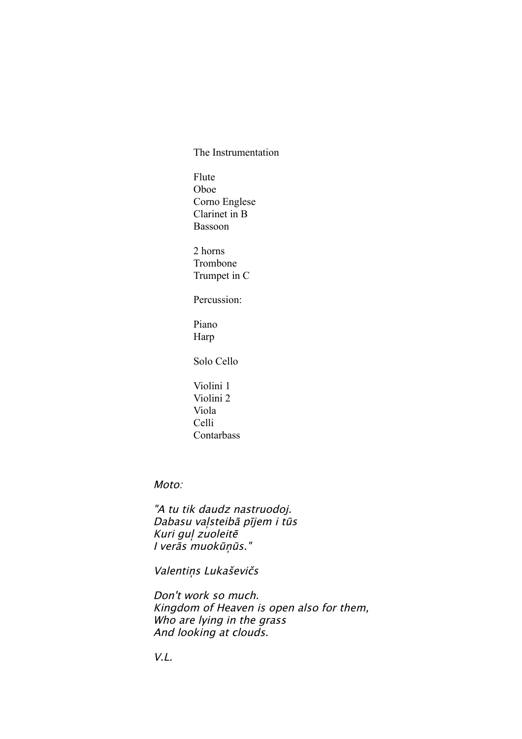The Instrumentation

Flute
Oboe
Corno Englese
Clarinet in B
Bassoon

2 horns
Trombone
Trumpet in C

Percussion:

Piano
Harp

Solo Cello

Violini 1
Violini 2
Viola
Celli
Contarbass

*Moto:*

*"A tu tik daudz nastruodoj.*
*Dabasu vaļsteibā pījem i tūs*
*Kuri guļ zuoleitē*
*I verās muokūņūs."*

*Valentiņs Lukaševičs*

*Don't work so much.*
*Kingdom of Heaven is open also for them,*
*Who are lying in the grass*
*And looking at clouds.*

*V.L.*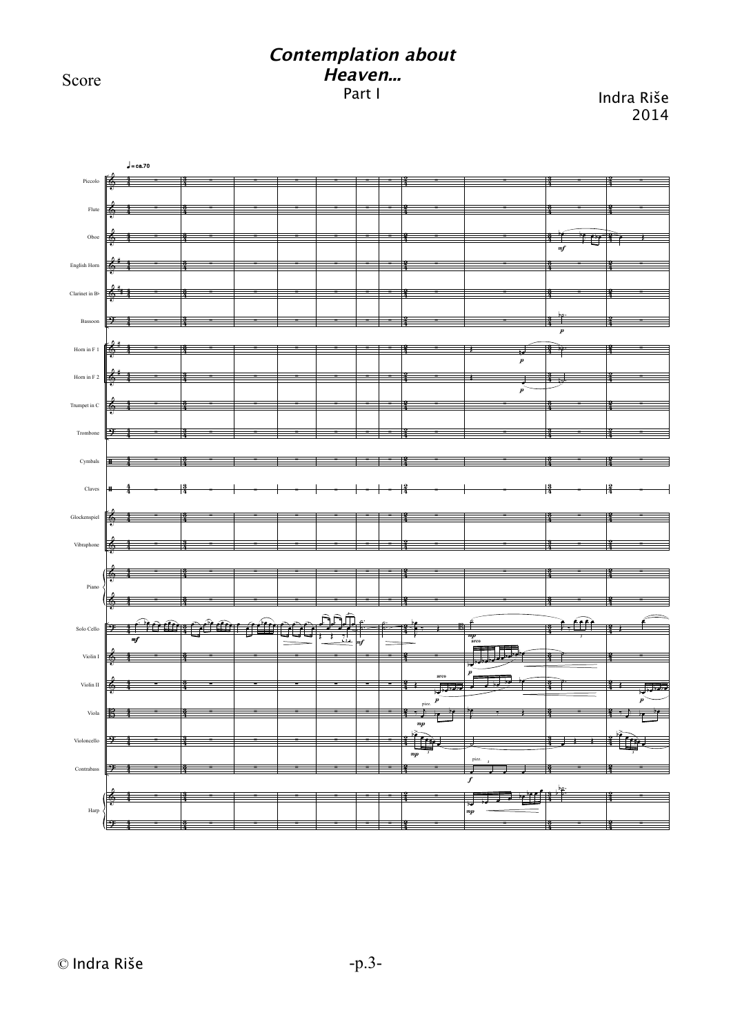Score

# *Contemplation about Heaven...*

Part I

Indra Riše
2014

© Indra Riše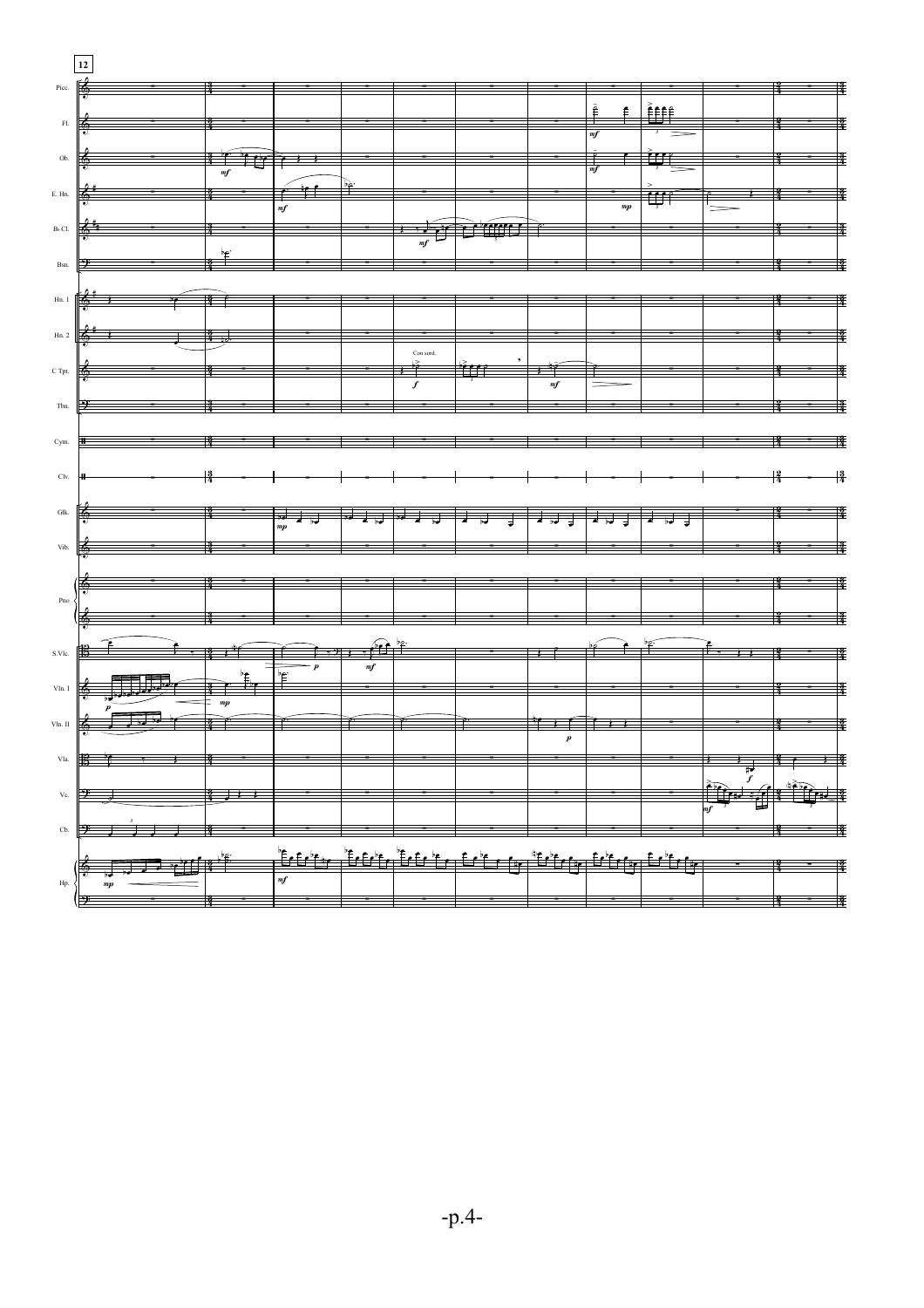12

Picc.
Fl.
Ob.
E. Hn.
B♭ Cl.
Bsn.
Hn. 1
Hn. 2
C Tpt.
Tbn.
Cym.
Clv.
Glk.
Vib.
Pno
S.Vlc.
Vln. I
Vln. II
Vla.
Vc.
Cb.
Hp.

Con sord.

*mf* *mp* *p* *f*